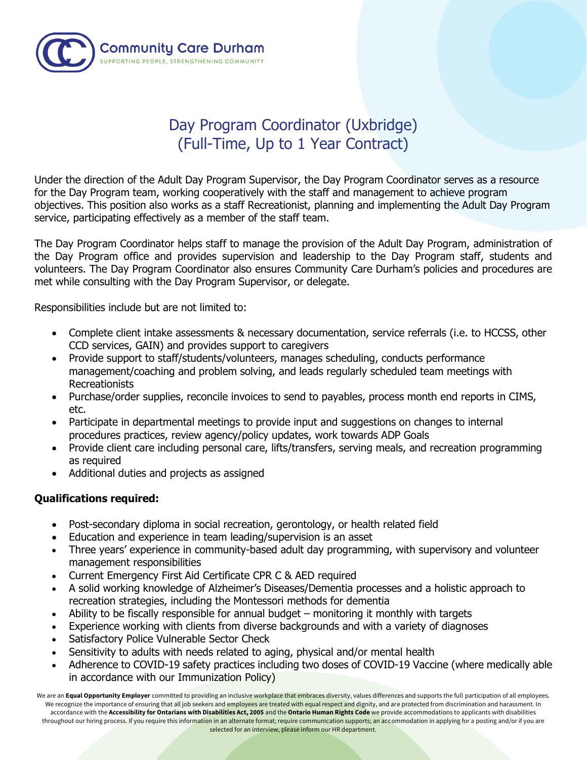Community Care Durham
SUPPORTING PEOPLE, STRENGTHENING COMMUNITY

# Day Program Coordinator (Uxbridge)
# (Full-Time, Up to 1 Year Contract)

Under the direction of the Adult Day Program Supervisor, the Day Program Coordinator serves as a resource for the Day Program team, working cooperatively with the staff and management to achieve program objectives. This position also works as a staff Recreationist, planning and implementing the Adult Day Program service, participating effectively as a member of the staff team.

The Day Program Coordinator helps staff to manage the provision of the Adult Day Program, administration of the Day Program office and provides supervision and leadership to the Day Program staff, students and volunteers. The Day Program Coordinator also ensures Community Care Durham's policies and procedures are met while consulting with the Day Program Supervisor, or delegate.

Responsibilities include but are not limited to:

- Complete client intake assessments & necessary documentation, service referrals (i.e. to HCCSS, other CCD services, GAIN) and provides support to caregivers
- Provide support to staff/students/volunteers, manages scheduling, conducts performance management/coaching and problem solving, and leads regularly scheduled team meetings with Recreationists
- Purchase/order supplies, reconcile invoices to send to payables, process month end reports in CIMS, etc.
- Participate in departmental meetings to provide input and suggestions on changes to internal procedures practices, review agency/policy updates, work towards ADP Goals
- Provide client care including personal care, lifts/transfers, serving meals, and recreation programming as required
- Additional duties and projects as assigned

**Qualifications required:**

- Post-secondary diploma in social recreation, gerontology, or health related field
- Education and experience in team leading/supervision is an asset
- Three years' experience in community-based adult day programming, with supervisory and volunteer management responsibilities
- Current Emergency First Aid Certificate CPR C & AED required
- A solid working knowledge of Alzheimer's Diseases/Dementia processes and a holistic approach to recreation strategies, including the Montessori methods for dementia
- Ability to be fiscally responsible for annual budget – monitoring it monthly with targets
- Experience working with clients from diverse backgrounds and with a variety of diagnoses
- Satisfactory Police Vulnerable Sector Check
- Sensitivity to adults with needs related to aging, physical and/or mental health
- Adherence to COVID-19 safety practices including two doses of COVID-19 Vaccine (where medically able in accordance with our Immunization Policy)

We are an **Equal Opportunity Employer** committed to providing an inclusive workplace that embraces diversity, values differences and supports the full participation of all employees. We recognize the importance of ensuring that all job seekers and employees are treated with equal respect and dignity, and are protected from discrimination and harassment. In accordance with the **Accessibility for Ontarians with Disabilities Act, 2005** and the **Ontario Human Rights Code** we provide accommodations to applicants with disabilities throughout our hiring process. If you require this information in an alternate format; require communication supports; an accommodation in applying for a posting and/or if you are selected for an interview, please inform our HR department.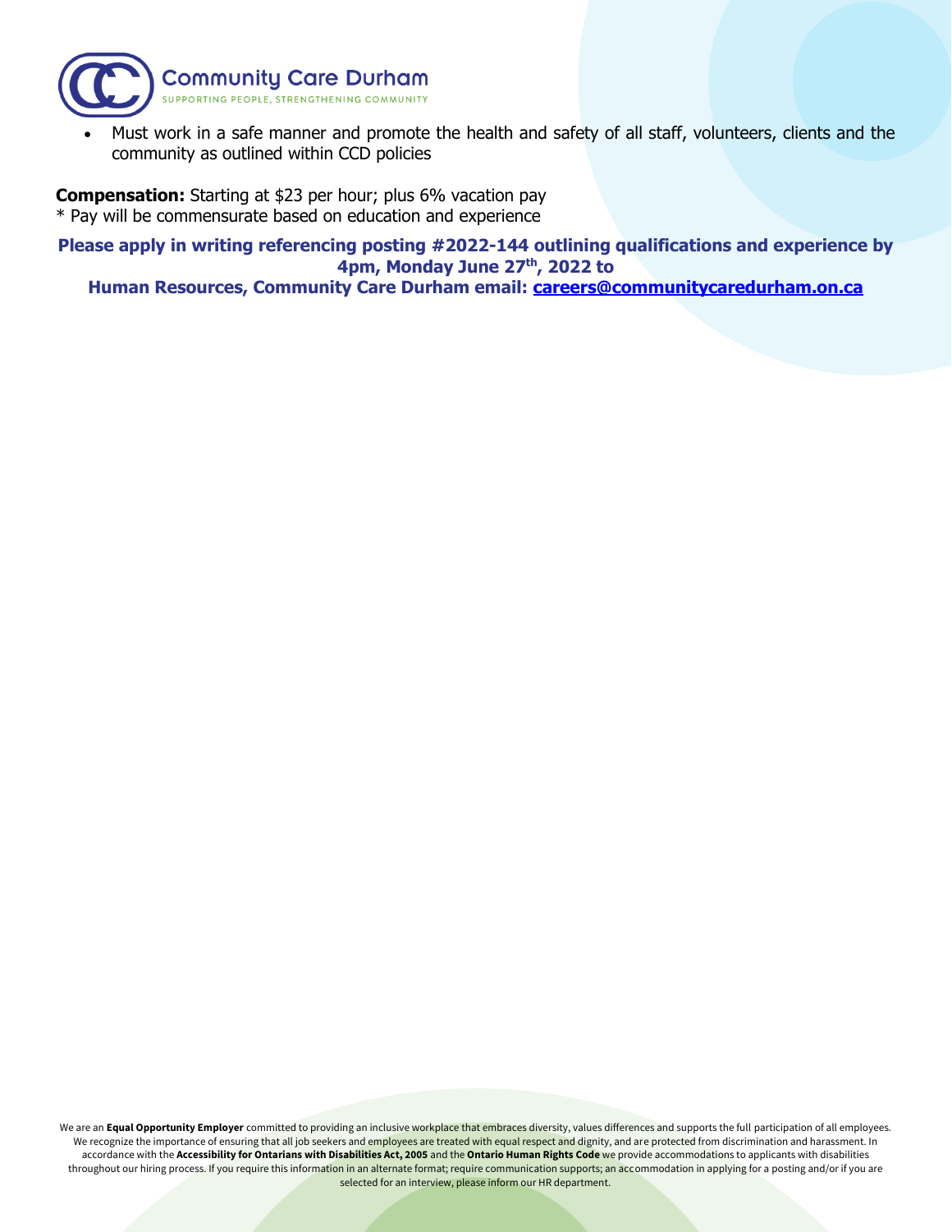- Must work in a safe manner and promote the health and safety of all staff, volunteers, clients and the community as outlined within CCD policies

**Compensation:** Starting at $23 per hour; plus 6% vacation pay
* Pay will be commensurate based on education and experience

**Please apply in writing referencing posting #2022-144 outlining qualifications and experience by 4pm, Monday June 27th, 2022 to**
**Human Resources, Community Care Durham email: careers@communitycaredurham.on.ca**

We are an **Equal Opportunity Employer** committed to providing an inclusive workplace that embraces diversity, values differences and supports the full participation of all employees. We recognize the importance of ensuring that all job seekers and employees are treated with equal respect and dignity, and are protected from discrimination and harassment. In accordance with the **Accessibility for Ontarians with Disabilities Act, 2005** and the **Ontario Human Rights Code** we provide accommodations to applicants with disabilities throughout our hiring process. If you require this information in an alternate format; require communication supports; an accommodation in applying for a posting and/or if you are selected for an interview, please inform our HR department.